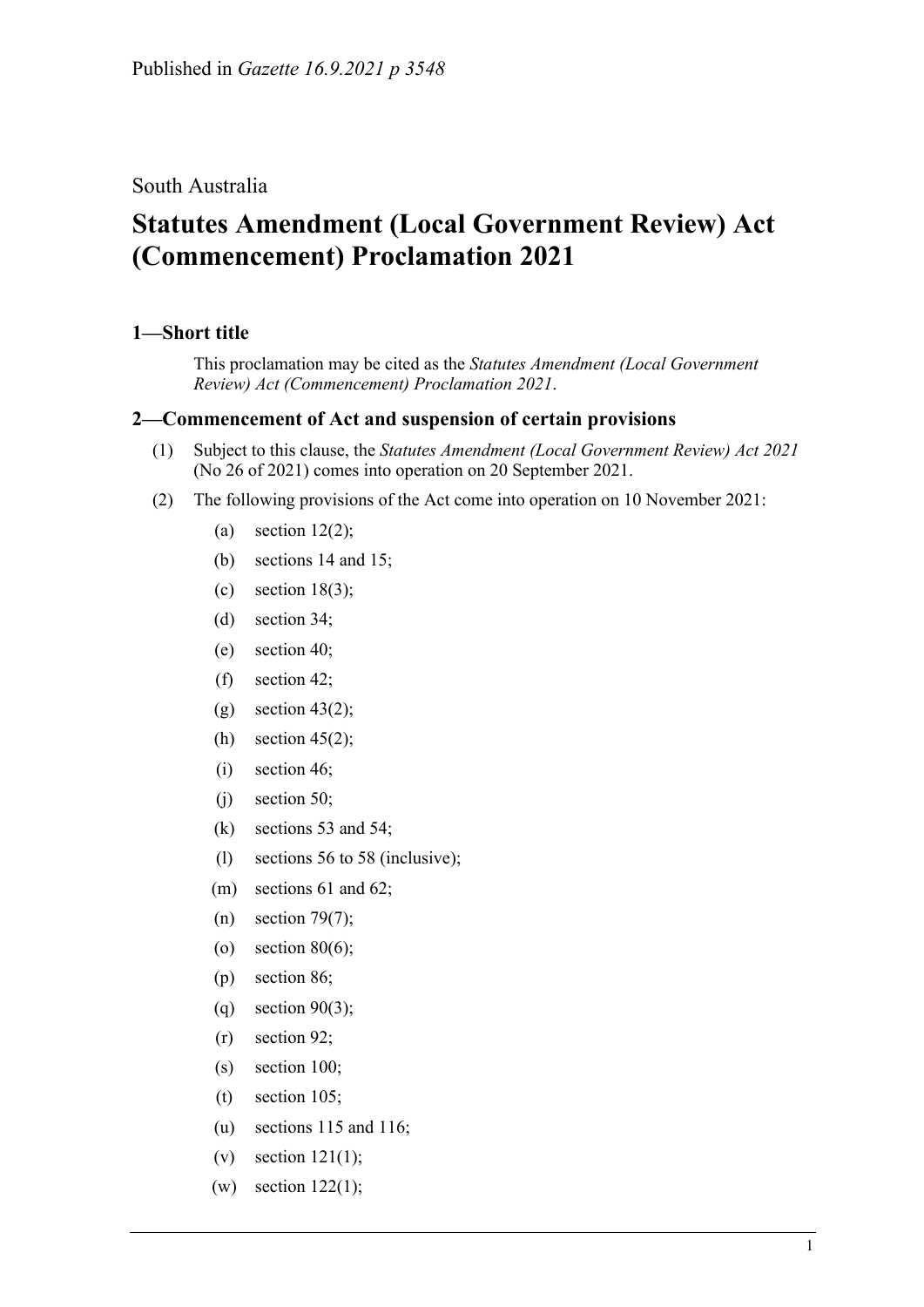Published in *Gazette 16.9.2021 p 3548*

South Australia

# Statutes Amendment (Local Government Review) Act (Commencement) Proclamation 2021

## 1—Short title

This proclamation may be cited as the *Statutes Amendment (Local Government Review) Act (Commencement) Proclamation 2021*.

## 2—Commencement of Act and suspension of certain provisions

(1) Subject to this clause, the *Statutes Amendment (Local Government Review) Act 2021* (No 26 of 2021) comes into operation on 20 September 2021.

(2) The following provisions of the Act come into operation on 10 November 2021:

- (a) section 12(2);
- (b) sections 14 and 15;
- (c) section 18(3);
- (d) section 34;
- (e) section 40;
- (f) section 42;
- (g) section 43(2);
- (h) section 45(2);
- (i) section 46;
- (j) section 50;
- (k) sections 53 and 54;
- (l) sections 56 to 58 (inclusive);
- (m) sections 61 and 62;
- (n) section 79(7);
- (o) section 80(6);
- (p) section 86;
- (q) section 90(3);
- (r) section 92;
- (s) section 100;
- (t) section 105;
- (u) sections 115 and 116;
- (v) section 121(1);
- (w) section 122(1);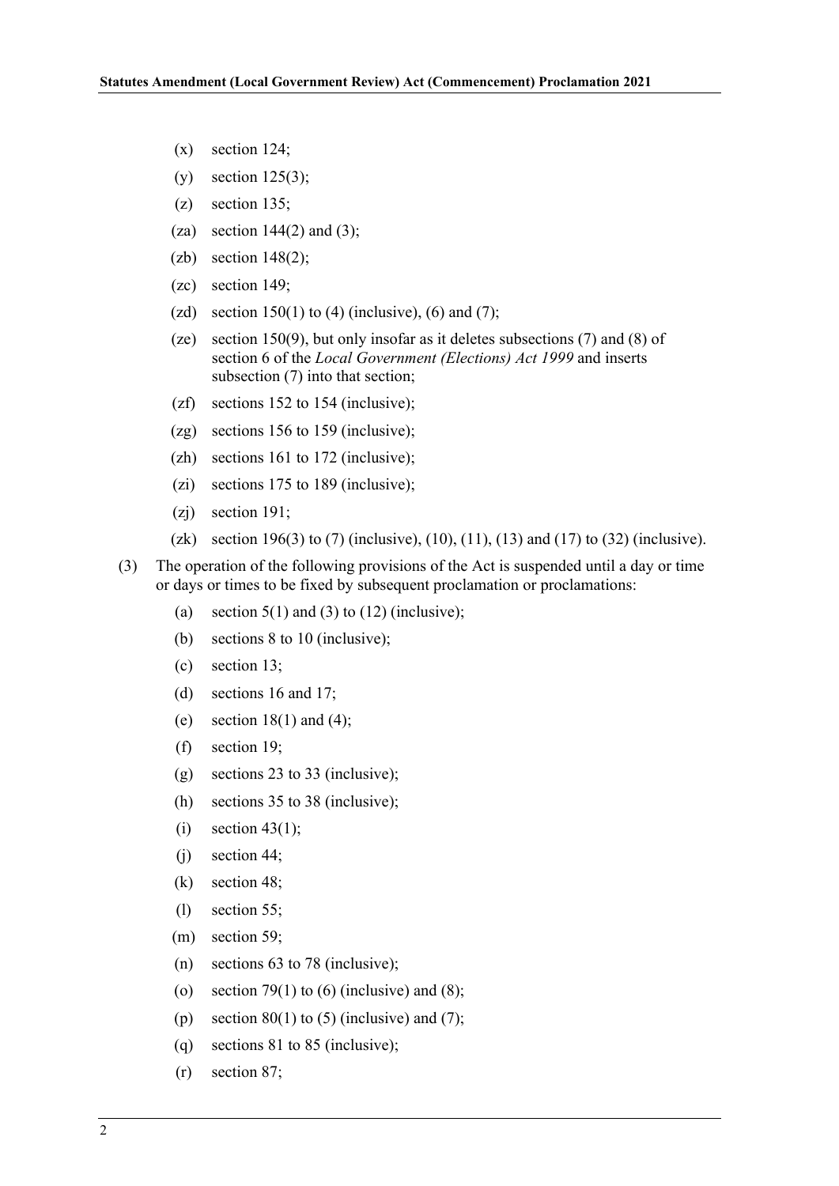(x) section 124;

(y) section 125(3);

(z) section 135;

(za) section 144(2) and (3);

(zb) section 148(2);

(zc) section 149;

(zd) section 150(1) to (4) (inclusive), (6) and (7);

(ze) section 150(9), but only insofar as it deletes subsections (7) and (8) of section 6 of the *Local Government (Elections) Act 1999* and inserts subsection (7) into that section;

(zf) sections 152 to 154 (inclusive);

(zg) sections 156 to 159 (inclusive);

(zh) sections 161 to 172 (inclusive);

(zi) sections 175 to 189 (inclusive);

(zj) section 191;

(zk) section 196(3) to (7) (inclusive), (10), (11), (13) and (17) to (32) (inclusive).

(3) The operation of the following provisions of the Act is suspended until a day or time or days or times to be fixed by subsequent proclamation or proclamations:

(a) section 5(1) and (3) to (12) (inclusive);

(b) sections 8 to 10 (inclusive);

(c) section 13;

(d) sections 16 and 17;

(e) section 18(1) and (4);

(f) section 19;

(g) sections 23 to 33 (inclusive);

(h) sections 35 to 38 (inclusive);

(i) section 43(1);

(j) section 44;

(k) section 48;

(l) section 55;

(m) section 59;

(n) sections 63 to 78 (inclusive);

(o) section 79(1) to (6) (inclusive) and (8);

(p) section 80(1) to (5) (inclusive) and (7);

(q) sections 81 to 85 (inclusive);

(r) section 87;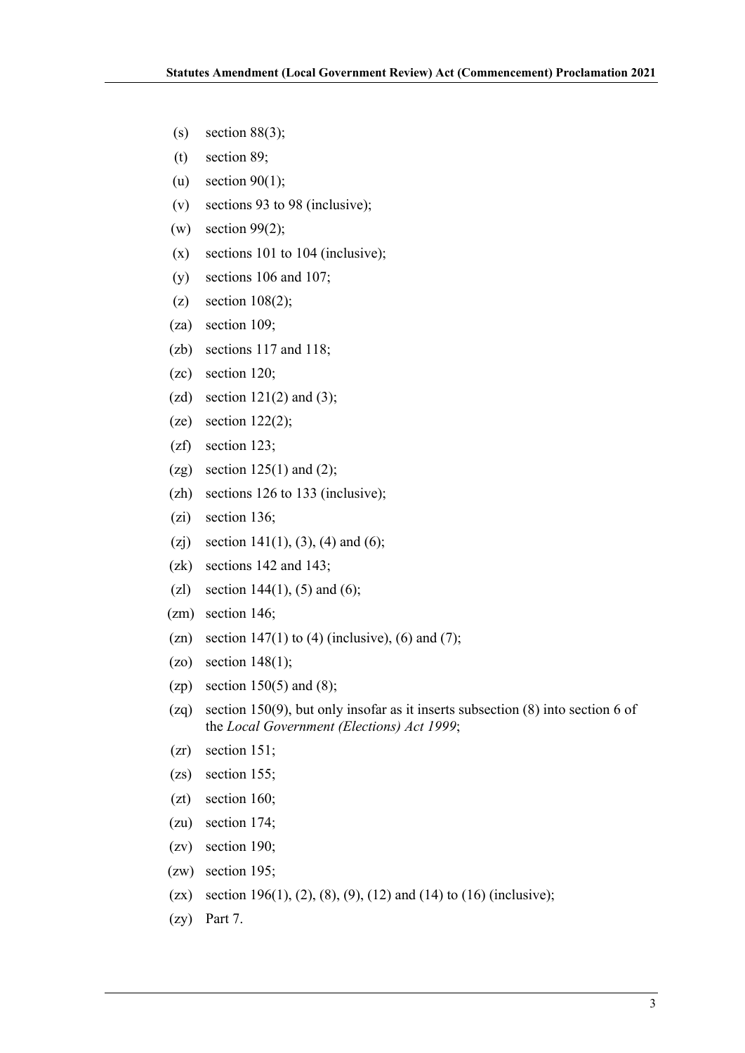(s) section 88(3);

(t) section 89;

(u) section 90(1);

(v) sections 93 to 98 (inclusive);

(w) section 99(2);

(x) sections 101 to 104 (inclusive);

(y) sections 106 and 107;

(z) section 108(2);

(za) section 109;

(zb) sections 117 and 118;

(zc) section 120;

(zd) section 121(2) and (3);

(ze) section 122(2);

(zf) section 123;

(zg) section 125(1) and (2);

(zh) sections 126 to 133 (inclusive);

(zi) section 136;

(zj) section 141(1), (3), (4) and (6);

(zk) sections 142 and 143;

(zl) section 144(1), (5) and (6);

(zm) section 146;

(zn) section 147(1) to (4) (inclusive), (6) and (7);

(zo) section 148(1);

(zp) section 150(5) and (8);

(zq) section 150(9), but only insofar as it inserts subsection (8) into section 6 of the *Local Government (Elections) Act 1999*;

(zr) section 151;

(zs) section 155;

(zt) section 160;

(zu) section 174;

(zv) section 190;

(zw) section 195;

(zx) section 196(1), (2), (8), (9), (12) and (14) to (16) (inclusive);

(zy) Part 7.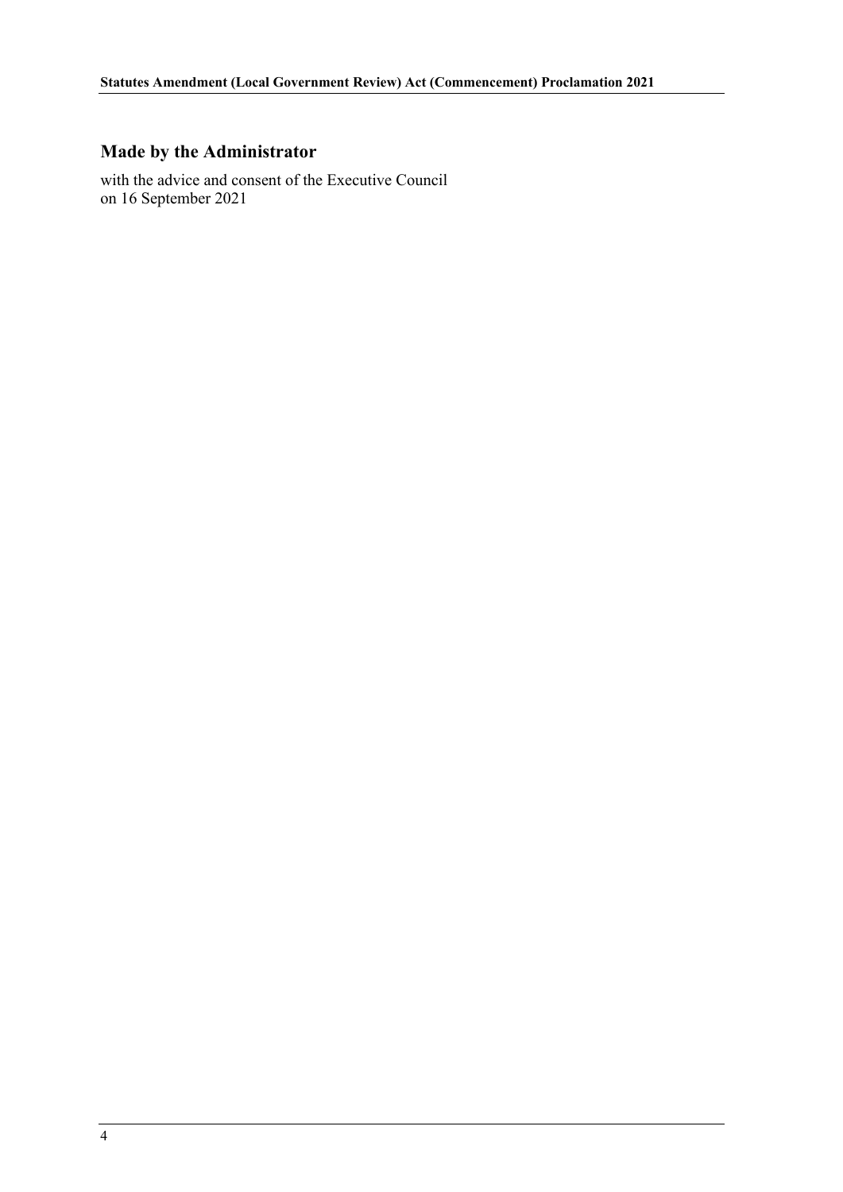## Made by the Administrator

with the advice and consent of the Executive Council
on 16 September 2021